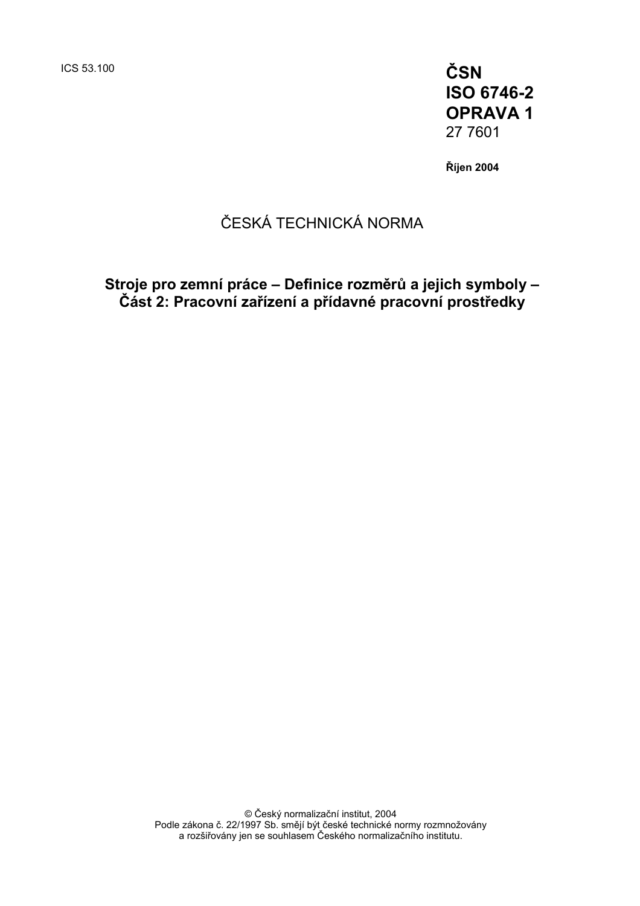ICS 53.100

**ČSN**
**ISO 6746-2**
**OPRAVA 1**
27 7601

**Říjen 2004**

# ČESKÁ TECHNICKÁ NORMA

## Stroje pro zemní práce – Definice rozměrů a jejich symboly – Část 2: Pracovní zařízení a přídavné pracovní prostředky

© Český normalizační institut, 2004
Podle zákona č. 22/1997 Sb. smějí být české technické normy rozmnožovány a rozšiřovány jen se souhlasem Českého normalizačního institutu.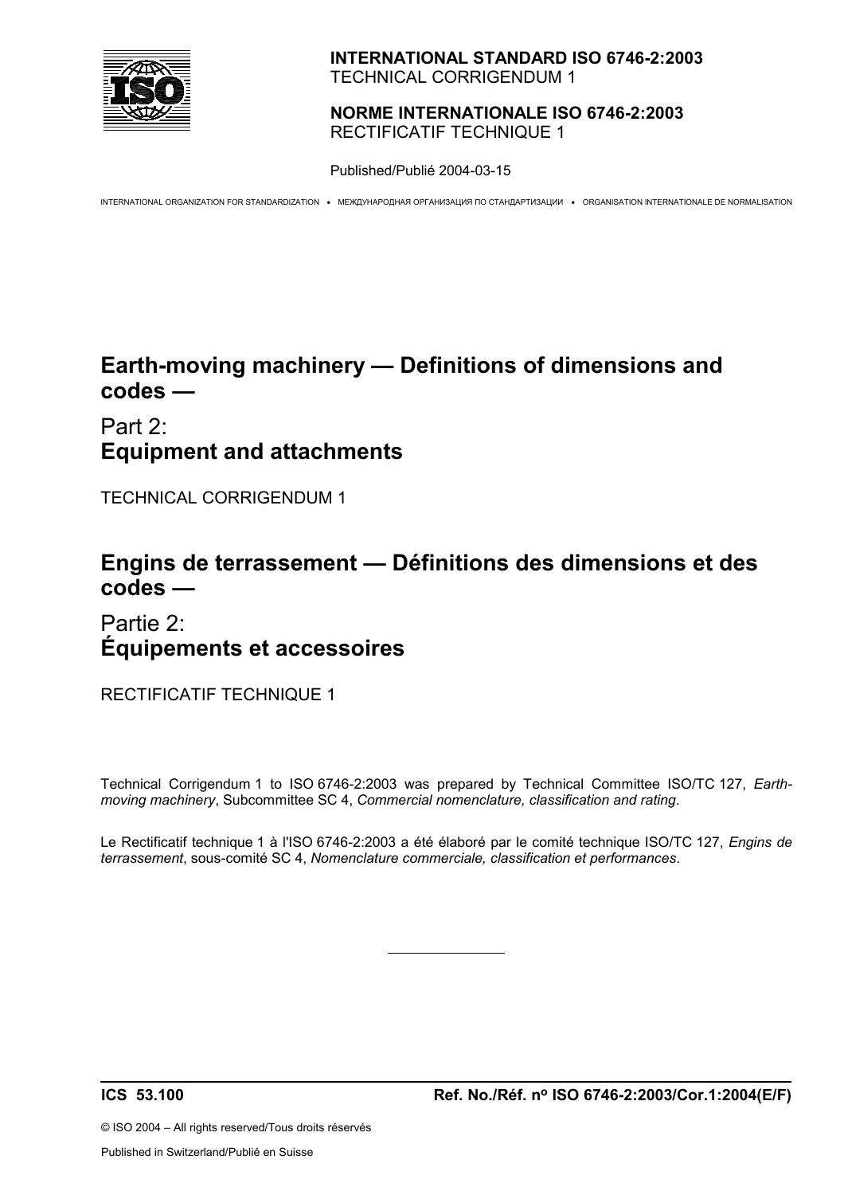**INTERNATIONAL STANDARD ISO 6746-2:2003**
TECHNICAL CORRIGENDUM 1

**NORME INTERNATIONALE ISO 6746-2:2003**
RECTIFICATIF TECHNIQUE 1

Published/Publié 2004-03-15

INTERNATIONAL ORGANIZATION FOR STANDARDIZATION • МЕЖДУНАРОДНАЯ ОРГАНИЗАЦИЯ ПО СТАНДАРТИЗАЦИИ • ORGANISATION INTERNATIONALE DE NORMALISATION

# Earth-moving machinery — Definitions of dimensions and codes —

## Part 2: **Equipment and attachments**

TECHNICAL CORRIGENDUM 1

# Engins de terrassement — Définitions des dimensions et des codes —

## Partie 2: **Équipements et accessoires**

RECTIFICATIF TECHNIQUE 1

Technical Corrigendum 1 to ISO 6746-2:2003 was prepared by Technical Committee ISO/TC 127, *Earth-moving machinery*, Subcommittee SC 4, *Commercial nomenclature, classification and rating*.

Le Rectificatif technique 1 à l'ISO 6746-2:2003 a été élaboré par le comité technique ISO/TC 127, *Engins de terrassement*, sous-comité SC 4, *Nomenclature commerciale, classification et performances*.

---

**ICS 53.100** **Ref. No./Réf. nº ISO 6746-2:2003/Cor.1:2004(E/F)**

© ISO 2004 – All rights reserved/Tous droits réservés

Published in Switzerland/Publié en Suisse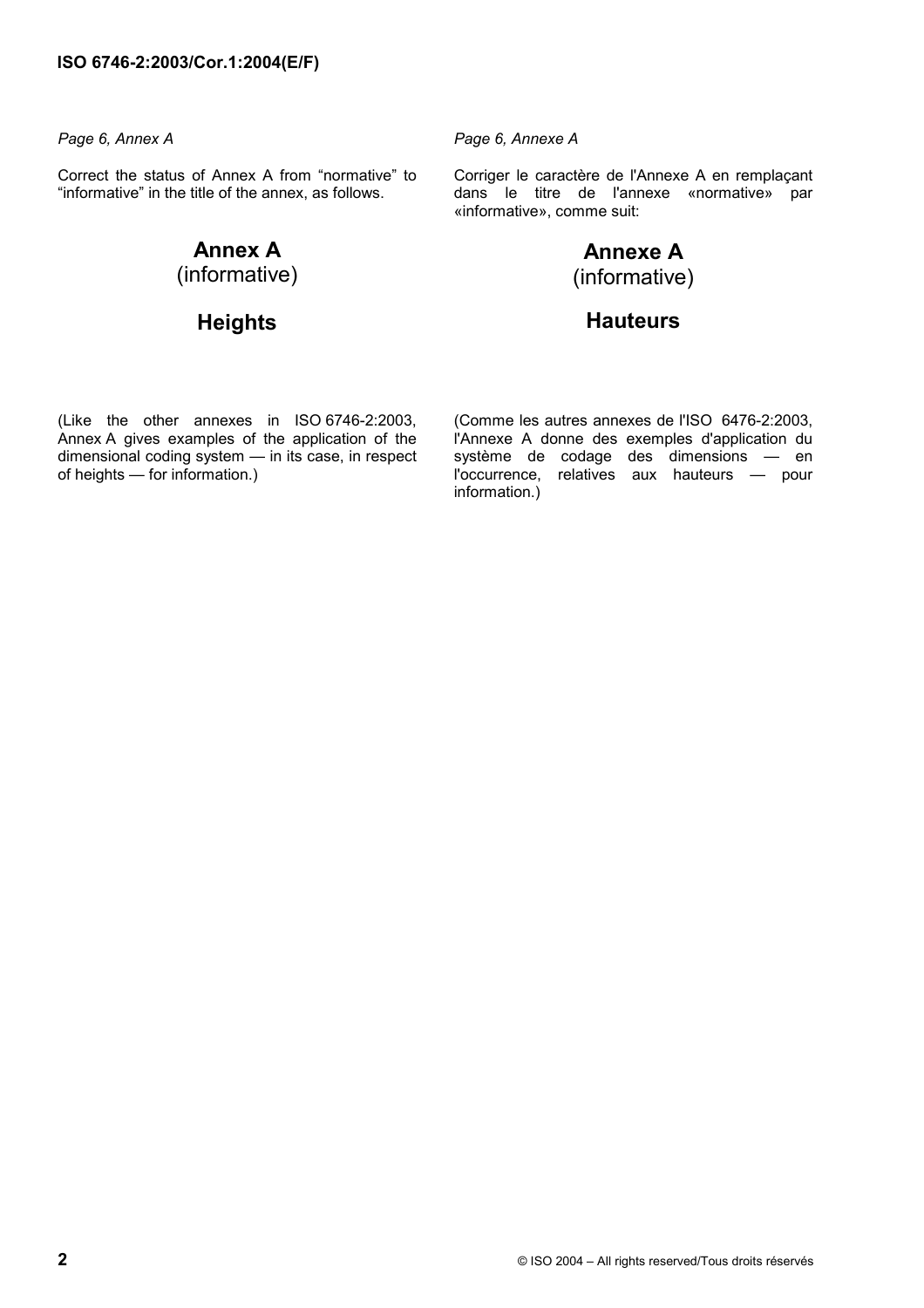*Page 6, Annex A*

Correct the status of Annex A from "normative" to "informative" in the title of the annex, as follows.

# Annex A
(informative)

# Heights

(Like the other annexes in ISO 6746-2:2003, Annex A gives examples of the application of the dimensional coding system — in its case, in respect of heights — for information.)

*Page 6, Annexe A*

Corriger le caractère de l'Annexe A en remplaçant dans le titre de l'annexe «normative» par «informative», comme suit:

# Annexe A
(informative)

# Hauteurs

(Comme les autres annexes de l'ISO 6476-2:2003, l'Annexe A donne des exemples d'application du système de codage des dimensions — en l'occurrence, relatives aux hauteurs — pour information.)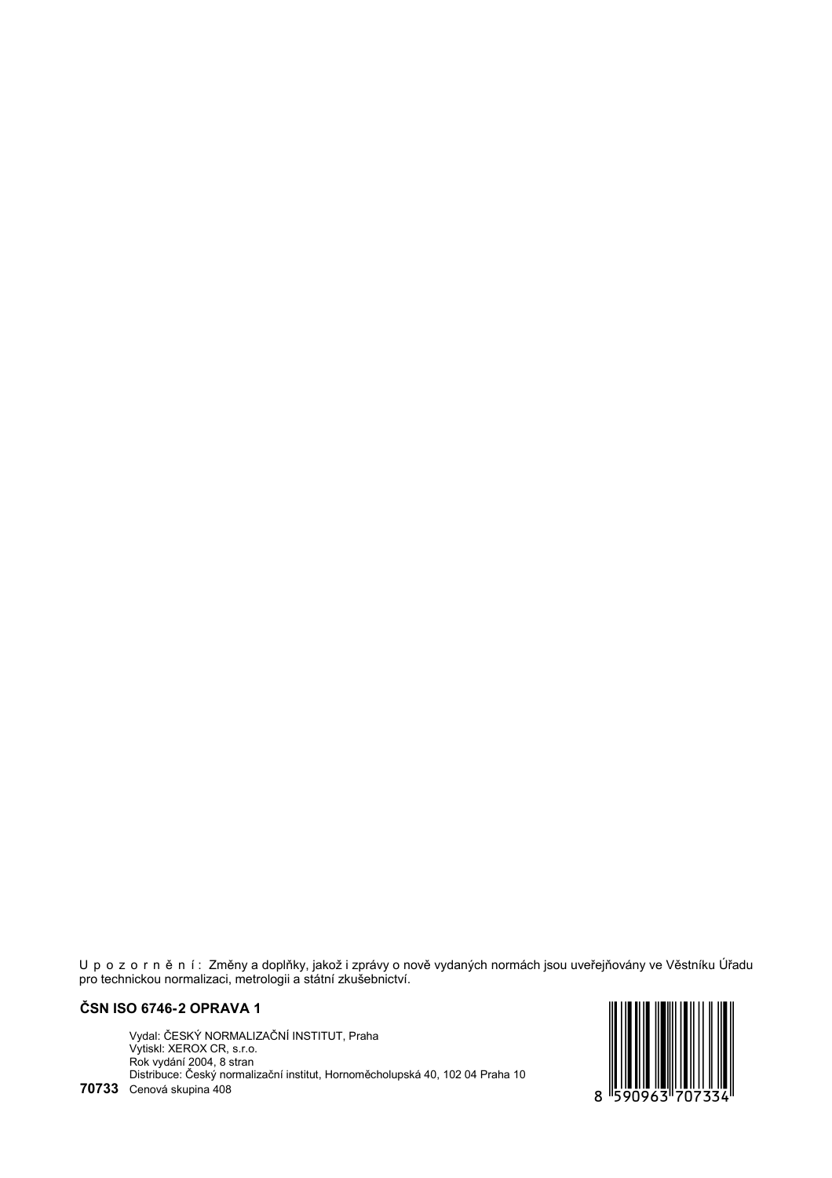U p o z o r n ě n í : Změny a doplňky, jakož i zprávy o nově vydaných normách jsou uveřejňovány ve Věstníku Úřadu pro technickou normalizaci, metrologii a státní zkušebnictví.

**ČSN ISO 6746-2 OPRAVA 1**

Vydal: ČESKÝ NORMALIZAČNÍ INSTITUT, Praha
Vytiskl: XEROX CR, s.r.o.
Rok vydání 2004, 8 stran
Distribuce: Český normalizační institut, Hornoměcholupská 40, 102 04 Praha 10

**70733** Cenová skupina 408

8 590963 707334